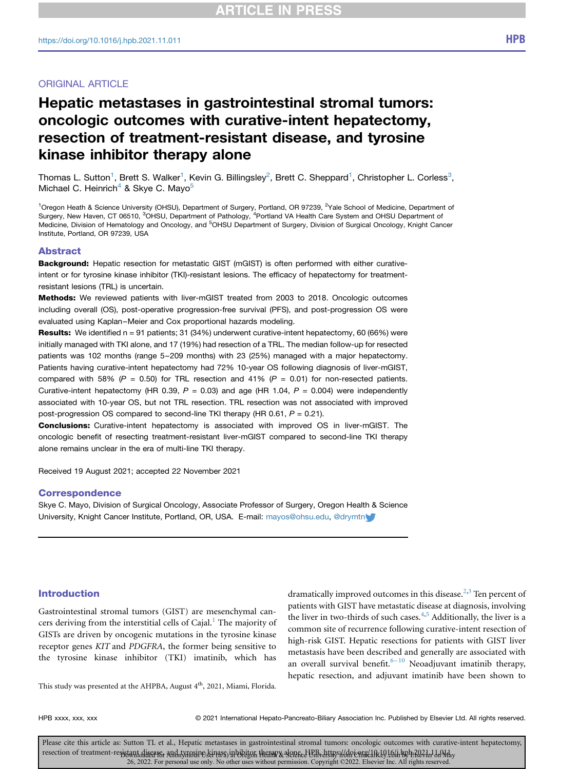ORIGINAL ARTICLE

# Hepatic metastases in gastrointestinal stromal tumors: oncologic outcomes with curative-intent hepatectomy, resection of treatment-resistant disease, and tyrosine kinase inhibitor therapy alone

Thomas L. Sutton[1], Brett S. Walker[1], Kevin G. Billingsley[2], Brett C. Sheppard[1], Christopher L. Corless[3], Michael C. Heinrich[4] & Skye C. Mayo[5]

[1]Oregon Heath & Science University (OHSU), Department of Surgery, Portland, OR 97239, [2]Yale School of Medicine, Department of Surgery, New Haven, CT 06510, [3]OHSU, Department of Pathology, [4]Portland VA Health Care System and OHSU Department of Medicine, Division of Hematology and Oncology, and [5]OHSU Department of Surgery, Division of Surgical Oncology, Knight Cancer Institute, Portland, OR 97239, USA

## Abstract

**Background:** Hepatic resection for metastatic GIST (mGIST) is often performed with either curative-intent or for tyrosine kinase inhibitor (TKI)-resistant lesions. The efficacy of hepatectomy for treatment-resistant lesions (TRL) is uncertain.

**Methods:** We reviewed patients with liver-mGIST treated from 2003 to 2018. Oncologic outcomes including overall (OS), post-operative progression-free survival (PFS), and post-progression OS were evaluated using Kaplan−Meier and Cox proportional hazards modeling.

**Results:** We identified n = 91 patients; 31 (34%) underwent curative-intent hepatectomy, 60 (66%) were initially managed with TKI alone, and 17 (19%) had resection of a TRL. The median follow-up for resected patients was 102 months (range 5−209 months) with 23 (25%) managed with a major hepatectomy. Patients having curative-intent hepatectomy had 72% 10-year OS following diagnosis of liver-mGIST, compared with 58% (*P* = 0.50) for TRL resection and 41% (*P* = 0.01) for non-resected patients. Curative-intent hepatectomy (HR 0.39, *P* = 0.03) and age (HR 1.04, *P* = 0.004) were independently associated with 10-year OS, but not TRL resection. TRL resection was not associated with improved post-progression OS compared to second-line TKI therapy (HR 0.61, *P* = 0.21).

**Conclusions:** Curative-intent hepatectomy is associated with improved OS in liver-mGIST. The oncologic benefit of resecting treatment-resistant liver-mGIST compared to second-line TKI therapy alone remains unclear in the era of multi-line TKI therapy.

Received 19 August 2021; accepted 22 November 2021

## Correspondence

Skye C. Mayo, Division of Surgical Oncology, Associate Professor of Surgery, Oregon Health & Science University, Knight Cancer Institute, Portland, OR, USA. E-mail: mayos@ohsu.edu, @drymtn

## Introduction

Gastrointestinal stromal tumors (GIST) are mesenchymal cancers deriving from the interstitial cells of Cajal.[1] The majority of GISTs are driven by oncogenic mutations in the tyrosine kinase receptor genes *KIT* and *PDGFRA*, the former being sensitive to the tyrosine kinase inhibitor (TKI) imatinib, which has dramatically improved outcomes in this disease.[2,3] Ten percent of patients with GIST have metastatic disease at diagnosis, involving the liver in two-thirds of such cases.[4,5] Additionally, the liver is a common site of recurrence following curative-intent resection of high-risk GIST. Hepatic resections for patients with GIST liver metastasis have been described and generally are associated with an overall survival benefit.[6−10] Neoadjuvant imatinib therapy, hepatic resection, and adjuvant imatinib have been shown to

This study was presented at the AHPBA, August 4th, 2021, Miami, Florida.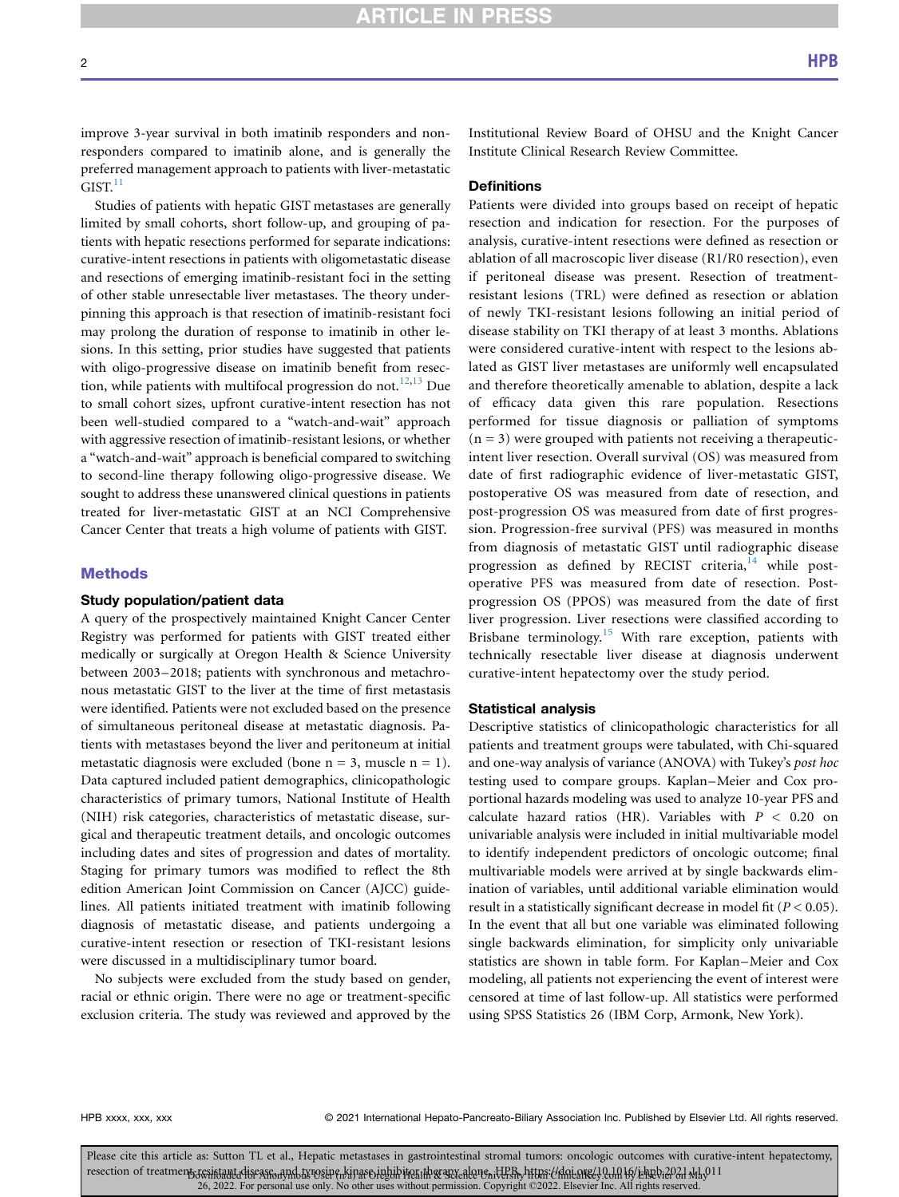improve 3-year survival in both imatinib responders and non-responders compared to imatinib alone, and is generally the preferred management approach to patients with liver-metastatic GIST.[11]

Studies of patients with hepatic GIST metastases are generally limited by small cohorts, short follow-up, and grouping of patients with hepatic resections performed for separate indications: curative-intent resections in patients with oligometastatic disease and resections of emerging imatinib-resistant foci in the setting of other stable unresectable liver metastases. The theory underpinning this approach is that resection of imatinib-resistant foci may prolong the duration of response to imatinib in other lesions. In this setting, prior studies have suggested that patients with oligo-progressive disease on imatinib benefit from resection, while patients with multifocal progression do not.[12,13] Due to small cohort sizes, upfront curative-intent resection has not been well-studied compared to a "watch-and-wait" approach with aggressive resection of imatinib-resistant lesions, or whether a "watch-and-wait" approach is beneficial compared to switching to second-line therapy following oligo-progressive disease. We sought to address these unanswered clinical questions in patients treated for liver-metastatic GIST at an NCI Comprehensive Cancer Center that treats a high volume of patients with GIST.

## Methods

### Study population/patient data

A query of the prospectively maintained Knight Cancer Center Registry was performed for patients with GIST treated either medically or surgically at Oregon Health & Science University between 2003–2018; patients with synchronous and metachronous metastatic GIST to the liver at the time of first metastasis were identified. Patients were not excluded based on the presence of simultaneous peritoneal disease at metastatic diagnosis. Patients with metastases beyond the liver and peritoneum at initial metastatic diagnosis were excluded (bone n = 3, muscle n = 1). Data captured included patient demographics, clinicopathologic characteristics of primary tumors, National Institute of Health (NIH) risk categories, characteristics of metastatic disease, surgical and therapeutic treatment details, and oncologic outcomes including dates and sites of progression and dates of mortality. Staging for primary tumors was modified to reflect the 8th edition American Joint Commission on Cancer (AJCC) guidelines. All patients initiated treatment with imatinib following diagnosis of metastatic disease, and patients undergoing a curative-intent resection or resection of TKI-resistant lesions were discussed in a multidisciplinary tumor board.

No subjects were excluded from the study based on gender, racial or ethnic origin. There were no age or treatment-specific exclusion criteria. The study was reviewed and approved by the Institutional Review Board of OHSU and the Knight Cancer Institute Clinical Research Review Committee.

### Definitions

Patients were divided into groups based on receipt of hepatic resection and indication for resection. For the purposes of analysis, curative-intent resections were defined as resection or ablation of all macroscopic liver disease (R1/R0 resection), even if peritoneal disease was present. Resection of treatment-resistant lesions (TRL) were defined as resection or ablation of newly TKI-resistant lesions following an initial period of disease stability on TKI therapy of at least 3 months. Ablations were considered curative-intent with respect to the lesions ablated as GIST liver metastases are uniformly well encapsulated and therefore theoretically amenable to ablation, despite a lack of efficacy data given this rare population. Resections performed for tissue diagnosis or palliation of symptoms (n = 3) were grouped with patients not receiving a therapeutic-intent liver resection. Overall survival (OS) was measured from date of first radiographic evidence of liver-metastatic GIST, postoperative OS was measured from date of resection, and post-progression OS was measured from date of first progression. Progression-free survival (PFS) was measured in months from diagnosis of metastatic GIST until radiographic disease progression as defined by RECIST criteria,[14] while postoperative PFS was measured from date of resection. Post-progression OS (PPOS) was measured from the date of first liver progression. Liver resections were classified according to Brisbane terminology.[15] With rare exception, patients with technically resectable liver disease at diagnosis underwent curative-intent hepatectomy over the study period.

### Statistical analysis

Descriptive statistics of clinicopathologic characteristics for all patients and treatment groups were tabulated, with Chi-squared and one-way analysis of variance (ANOVA) with Tukey's *post hoc* testing used to compare groups. Kaplan–Meier and Cox proportional hazards modeling was used to analyze 10-year PFS and calculate hazard ratios (HR). Variables with $P < 0.20$ on univariable analysis were included in initial multivariable model to identify independent predictors of oncologic outcome; final multivariable models were arrived at by single backwards elimination of variables, until additional variable elimination would result in a statistically significant decrease in model fit ($P < 0.05$). In the event that all but one variable was eliminated following single backwards elimination, for simplicity only univariable statistics are shown in table form. For Kaplan–Meier and Cox modeling, all patients not experiencing the event of interest were censored at time of last follow-up. All statistics were performed using SPSS Statistics 26 (IBM Corp, Armonk, New York).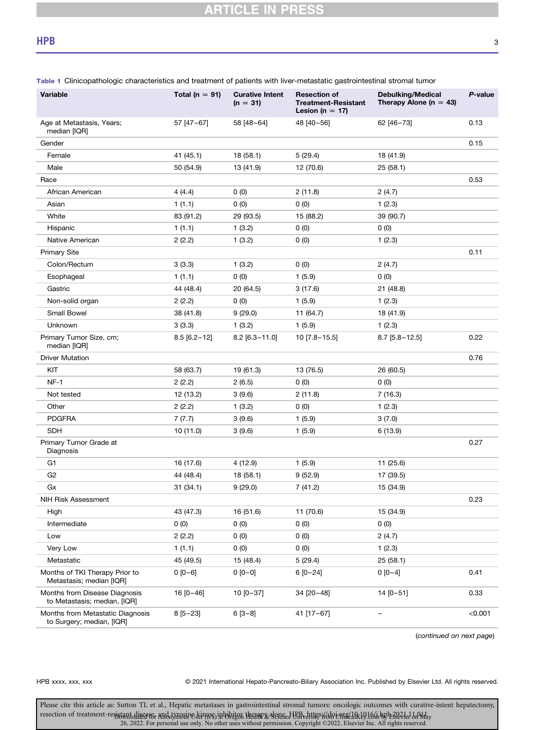**Table 1** Clinicopathologic characteristics and treatment of patients with liver-metastatic gastrointestinal stromal tumor

| Variable | Total (n = 91) | Curative Intent (n = 31) | Resection of Treatment-Resistant Lesion (n = 17) | Debulking/Medical Therapy Alone (n = 43) | P-value |
|---|---|---|---|---|---|
| Age at Metastasis, Years; median [IQR] | 57 [47–67] | 58 [48–64] | 48 [40–56] | 62 [46–73] | 0.13 |
| Gender | | | | | 0.15 |
| Female | 41 (45.1) | 18 (58.1) | 5 (29.4) | 18 (41.9) | |
| Male | 50 (54.9) | 13 (41.9) | 12 (70.6) | 25 (58.1) | |
| Race | | | | | 0.53 |
| African American | 4 (4.4) | 0 (0) | 2 (11.8) | 2 (4.7) | |
| Asian | 1 (1.1) | 0 (0) | 0 (0) | 1 (2.3) | |
| White | 83 (91.2) | 29 (93.5) | 15 (88.2) | 39 (90.7) | |
| Hispanic | 1 (1.1) | 1 (3.2) | 0 (0) | 0 (0) | |
| Native American | 2 (2.2) | 1 (3.2) | 0 (0) | 1 (2.3) | |
| Primary Site | | | | | 0.11 |
| Colon/Rectum | 3 (3.3) | 1 (3.2) | 0 (0) | 2 (4.7) | |
| Esophageal | 1 (1.1) | 0 (0) | 1 (5.9) | 0 (0) | |
| Gastric | 44 (48.4) | 20 (64.5) | 3 (17.6) | 21 (48.8) | |
| Non-solid organ | 2 (2.2) | 0 (0) | 1 (5.9) | 1 (2.3) | |
| Small Bowel | 38 (41.8) | 9 (29.0) | 11 (64.7) | 18 (41.9) | |
| Unknown | 3 (3.3) | 1 (3.2) | 1 (5.9) | 1 (2.3) | |
| Primary Tumor Size, cm; median [IQR] | 8.5 [6.2–12] | 8.2 [6.3–11.0] | 10 [7.8–15.5] | 8.7 [5.8–12.5] | 0.22 |
| Driver Mutation | | | | | 0.76 |
| KIT | 58 (63.7) | 19 (61.3) | 13 (76.5) | 26 (60.5) | |
| NF-1 | 2 (2.2) | 2 (6.5) | 0 (0) | 0 (0) | |
| Not tested | 12 (13.2) | 3 (9.6) | 2 (11.8) | 7 (16.3) | |
| Other | 2 (2.2) | 1 (3.2) | 0 (0) | 1 (2.3) | |
| PDGFRA | 7 (7.7) | 3 (9.6) | 1 (5.9) | 3 (7.0) | |
| SDH | 10 (11.0) | 3 (9.6) | 1 (5.9) | 6 (13.9) | |
| Primary Tumor Grade at Diagnosis | | | | | 0.27 |
| G1 | 16 (17.6) | 4 (12.9) | 1 (5.9) | 11 (25.6) | |
| G2 | 44 (48.4) | 18 (58.1) | 9 (52.9) | 17 (39.5) | |
| Gx | 31 (34.1) | 9 (29.0) | 7 (41.2) | 15 (34.9) | |
| NIH Risk Assessment | | | | | 0.23 |
| High | 43 (47.3) | 16 (51.6) | 11 (70.6) | 15 (34.9) | |
| Intermediate | 0 (0) | 0 (0) | 0 (0) | 0 (0) | |
| Low | 2 (2.2) | 0 (0) | 0 (0) | 2 (4.7) | |
| Very Low | 1 (1.1) | 0 (0) | 0 (0) | 1 (2.3) | |
| Metastatic | 45 (49.5) | 15 (48.4) | 5 (29.4) | 25 (58.1) | |
| Months of TKI Therapy Prior to Metastasis; median [IQR] | 0 [0–6] | 0 [0–0] | 6 [0–24] | 0 [0–4] | 0.41 |
| Months from Disease Diagnosis to Metastasis; median, [IQR] | 16 [0–46] | 10 [0–37] | 34 [20–48] | 14 [0–51] | 0.33 |
| Months from Metastatic Diagnosis to Surgery; median, [IQR] | 8 [5–23] | 6 [3–8] | 41 [17–67] | – | <0.001 |

(*continued on next page*)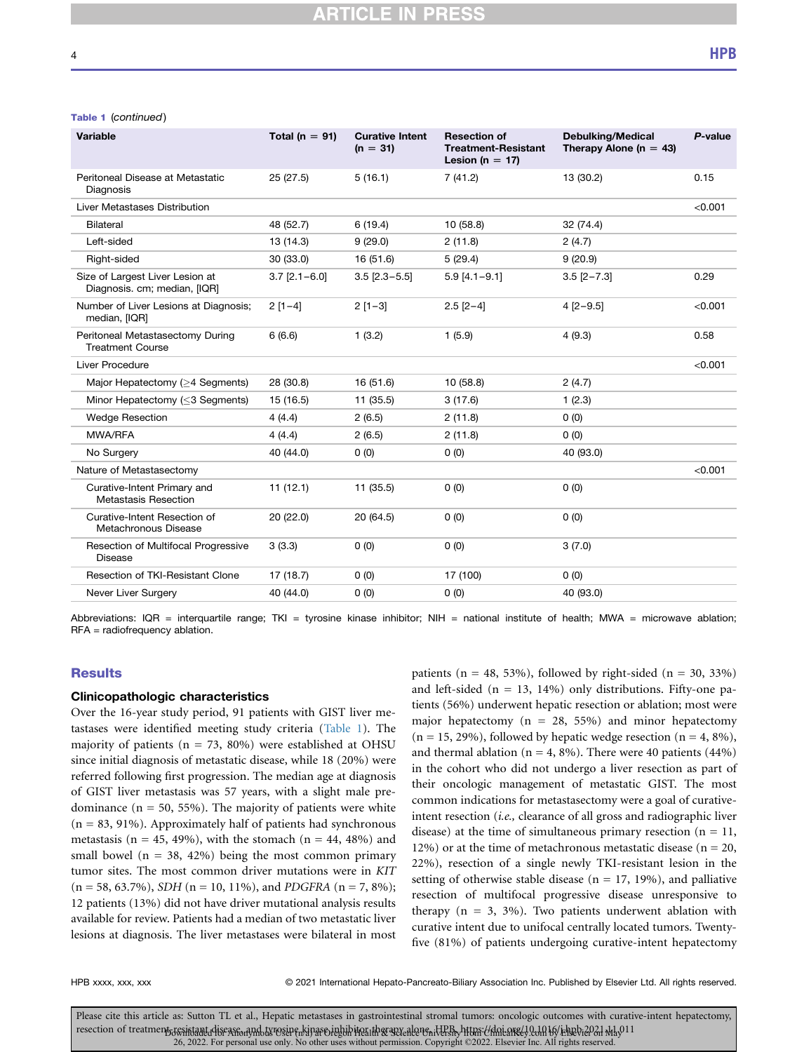**Table 1** (*continued*)

| Variable | Total (n = 91) | Curative Intent (n = 31) | Resection of Treatment-Resistant Lesion (n = 17) | Debulking/Medical Therapy Alone (n = 43) | *P*-value |
|---|---|---|---|---|---|
| Peritoneal Disease at Metastatic Diagnosis | 25 (27.5) | 5 (16.1) | 7 (41.2) | 13 (30.2) | 0.15 |
| Liver Metastases Distribution | | | | | <0.001 |
| Bilateral | 48 (52.7) | 6 (19.4) | 10 (58.8) | 32 (74.4) | |
| Left-sided | 13 (14.3) | 9 (29.0) | 2 (11.8) | 2 (4.7) | |
| Right-sided | 30 (33.0) | 16 (51.6) | 5 (29.4) | 9 (20.9) | |
| Size of Largest Liver Lesion at Diagnosis. cm; median, [IQR] | 3.7 [2.1–6.0] | 3.5 [2.3–5.5] | 5.9 [4.1–9.1] | 3.5 [2–7.3] | 0.29 |
| Number of Liver Lesions at Diagnosis; median, [IQR] | 2 [1–4] | 2 [1–3] | 2.5 [2–4] | 4 [2–9.5] | <0.001 |
| Peritoneal Metastasectomy During Treatment Course | 6 (6.6) | 1 (3.2) | 1 (5.9) | 4 (9.3) | 0.58 |
| Liver Procedure | | | | | <0.001 |
| Major Hepatectomy (≥4 Segments) | 28 (30.8) | 16 (51.6) | 10 (58.8) | 2 (4.7) | |
| Minor Hepatectomy (≤3 Segments) | 15 (16.5) | 11 (35.5) | 3 (17.6) | 1 (2.3) | |
| Wedge Resection | 4 (4.4) | 2 (6.5) | 2 (11.8) | 0 (0) | |
| MWA/RFA | 4 (4.4) | 2 (6.5) | 2 (11.8) | 0 (0) | |
| No Surgery | 40 (44.0) | 0 (0) | 0 (0) | 40 (93.0) | |
| Nature of Metastasectomy | | | | | <0.001 |
| Curative-Intent Primary and Metastasis Resection | 11 (12.1) | 11 (35.5) | 0 (0) | 0 (0) | |
| Curative-Intent Resection of Metachronous Disease | 20 (22.0) | 20 (64.5) | 0 (0) | 0 (0) | |
| Resection of Multifocal Progressive Disease | 3 (3.3) | 0 (0) | 0 (0) | 3 (7.0) | |
| Resection of TKI-Resistant Clone | 17 (18.7) | 0 (0) | 17 (100) | 0 (0) | |
| Never Liver Surgery | 40 (44.0) | 0 (0) | 0 (0) | 40 (93.0) | |

Abbreviations: IQR = interquartile range; TKI = tyrosine kinase inhibitor; NIH = national institute of health; MWA = microwave ablation; RFA = radiofrequency ablation.

## Results

### Clinicopathologic characteristics

Over the 16-year study period, 91 patients with GIST liver metastases were identified meeting study criteria (Table 1). The majority of patients (n = 73, 80%) were established at OHSU since initial diagnosis of metastatic disease, while 18 (20%) were referred following first progression. The median age at diagnosis of GIST liver metastasis was 57 years, with a slight male predominance (n = 50, 55%). The majority of patients were white (n = 83, 91%). Approximately half of patients had synchronous metastasis (n = 45, 49%), with the stomach (n = 44, 48%) and small bowel (n = 38, 42%) being the most common primary tumor sites. The most common driver mutations were in *KIT* (n = 58, 63.7%), *SDH* (n = 10, 11%), and *PDGFRA* (n = 7, 8%); 12 patients (13%) did not have driver mutational analysis results available for review. Patients had a median of two metastatic liver lesions at diagnosis. The liver metastases were bilateral in most patients (n = 48, 53%), followed by right-sided (n = 30, 33%) and left-sided (n = 13, 14%) only distributions. Fifty-one patients (56%) underwent hepatic resection or ablation; most were major hepatectomy (n = 28, 55%) and minor hepatectomy (n = 15, 29%), followed by hepatic wedge resection (n = 4, 8%), and thermal ablation (n = 4, 8%). There were 40 patients (44%) in the cohort who did not undergo a liver resection as part of their oncologic management of metastatic GIST. The most common indications for metastasectomy were a goal of curative-intent resection (*i.e.,* clearance of all gross and radiographic liver disease) at the time of simultaneous primary resection (n = 11, 12%) or at the time of metachronous metastatic disease (n = 20, 22%), resection of a single newly TKI-resistant lesion in the setting of otherwise stable disease (n = 17, 19%), and palliative resection of multifocal progressive disease unresponsive to therapy (n = 3, 3%). Two patients underwent ablation with curative intent due to unifocal centrally located tumors. Twenty-five (81%) of patients undergoing curative-intent hepatectomy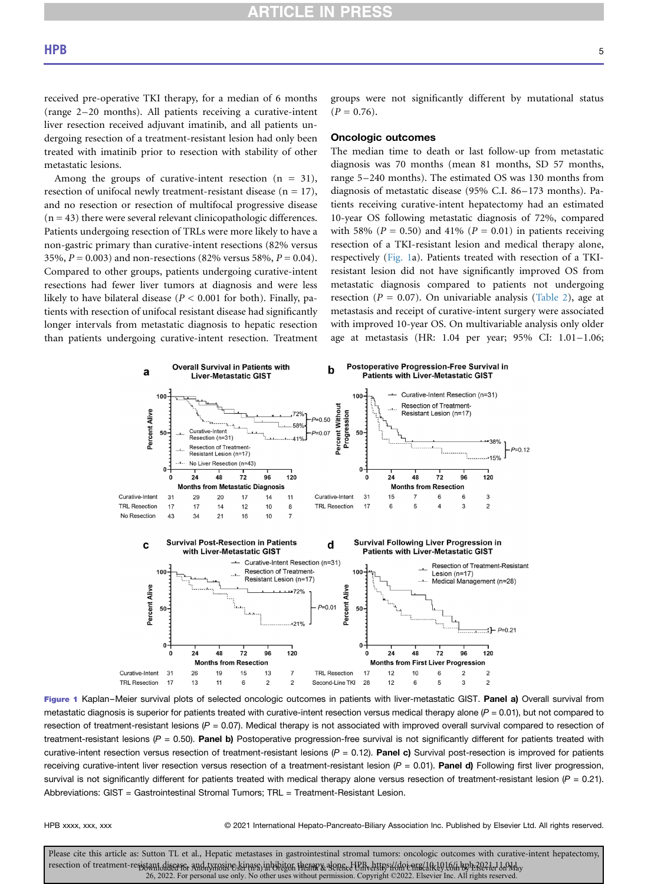received pre-operative TKI therapy, for a median of 6 months (range 2–20 months). All patients receiving a curative-intent liver resection received adjuvant imatinib, and all patients undergoing resection of a treatment-resistant lesion had only been treated with imatinib prior to resection with stability of other metastatic lesions.

Among the groups of curative-intent resection (n = 31), resection of unifocal newly treatment-resistant disease (n = 17), and no resection or resection of multifocal progressive disease (n = 43) there were several relevant clinicopathologic differences. Patients undergoing resection of TRLs were more likely to have a non-gastric primary than curative-intent resections (82% versus 35%, $P = 0.003$) and non-resections (82% versus 58%, $P = 0.04$). Compared to other groups, patients undergoing curative-intent resections had fewer liver tumors at diagnosis and were less likely to have bilateral disease ($P < 0.001$ for both). Finally, patients with resection of unifocal resistant disease had significantly longer intervals from metastatic diagnosis to hepatic resection than patients undergoing curative-intent resection. Treatment groups were not significantly different by mutational status ($P = 0.76$).

### Oncologic outcomes

The median time to death or last follow-up from metastatic diagnosis was 70 months (mean 81 months, SD 57 months, range 5–240 months). The estimated OS was 130 months from diagnosis of metastatic disease (95% C.I. 86–173 months). Patients receiving curative-intent hepatectomy had an estimated 10-year OS following metastatic diagnosis of 72%, compared with 58% ($P = 0.50$) and 41% ($P = 0.01$) in patients receiving resection of a TKI-resistant lesion and medical therapy alone, respectively (Fig. 1a). Patients treated with resection of a TKI-resistant lesion did not have significantly improved OS from metastatic diagnosis compared to patients not undergoing resection ($P = 0.07$). On univariable analysis (Table 2), age at metastasis and receipt of curative-intent surgery were associated with improved 10-year OS. On multivariable analysis only older age at metastasis (HR: 1.04 per year; 95% CI: 1.01–1.06;

**Figure 1** Kaplan–Meier survival plots of selected oncologic outcomes in patients with liver-metastatic GIST. **Panel a)** Overall survival from metastatic diagnosis is superior for patients treated with curative-intent resection versus medical therapy alone ($P = 0.01$), but not compared to resection of treatment-resistant lesions ($P = 0.07$). Medical therapy is not associated with improved overall survival compared to resection of treatment-resistant lesions ($P = 0.50$). **Panel b)** Postoperative progression-free survival is not significantly different for patients treated with curative-intent resection versus resection of treatment-resistant lesions ($P = 0.12$). **Panel c)** Survival post-resection is improved for patients receiving curative-intent liver resection versus resection of a treatment-resistant lesion ($P = 0.01$). **Panel d)** Following first liver progression, survival is not significantly different for patients treated with medical therapy alone versus resection of treatment-resistant lesion ($P = 0.21$). Abbreviations: GIST = Gastrointestinal Stromal Tumors; TRL = Treatment-Resistant Lesion.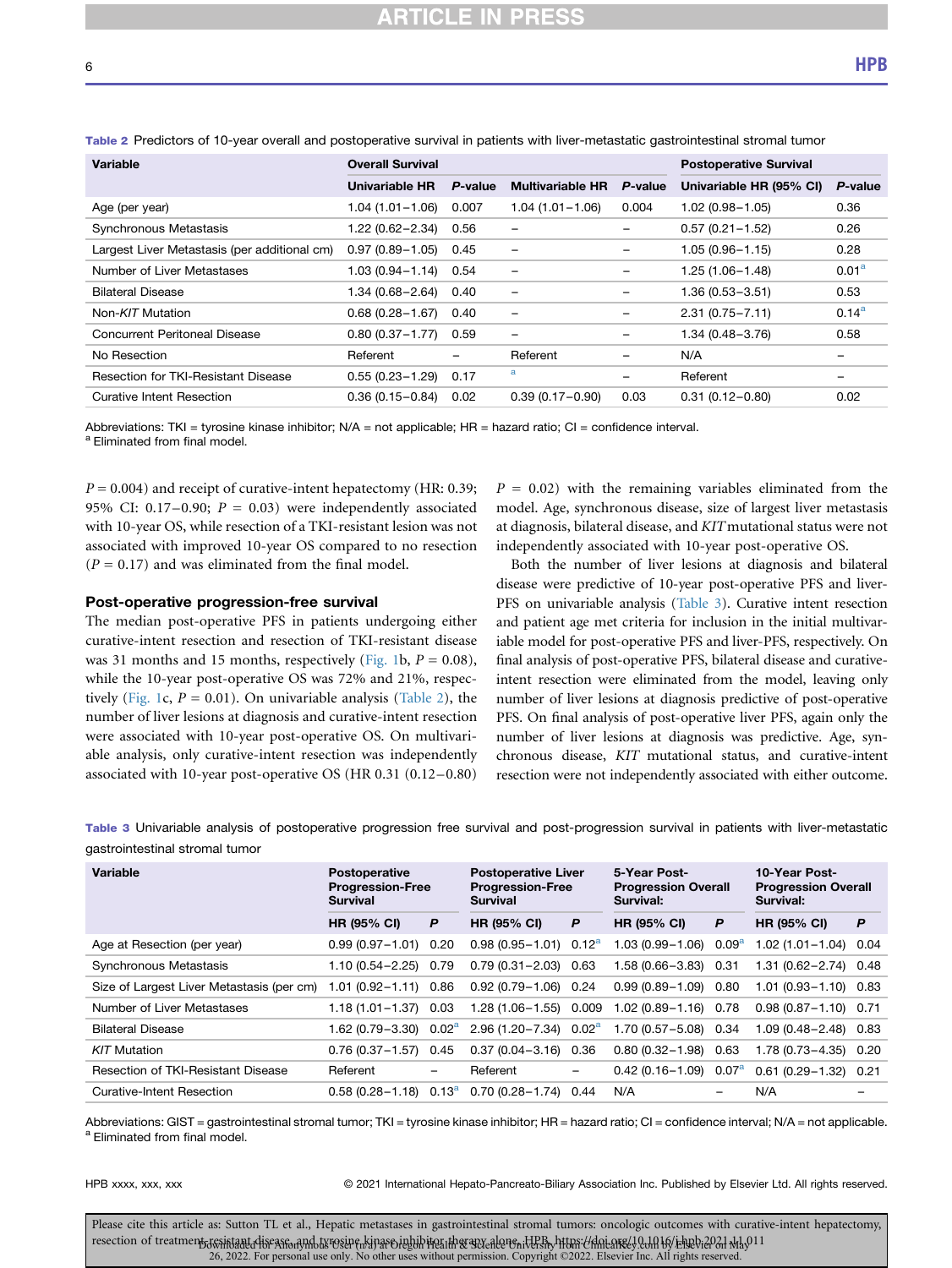**Table 2** Predictors of 10-year overall and postoperative survival in patients with liver-metastatic gastrointestinal stromal tumor

| Variable | Overall Survival | | | | Postoperative Survival | |
|---|---|---|---|---|---|---|
| | Univariable HR | P-value | Multivariable HR | P-value | Univariable HR (95% CI) | P-value |
| Age (per year) | 1.04 (1.01–1.06) | 0.007 | 1.04 (1.01–1.06) | 0.004 | 1.02 (0.98–1.05) | 0.36 |
| Synchronous Metastasis | 1.22 (0.62–2.34) | 0.56 | – | – | 0.57 (0.21–1.52) | 0.26 |
| Largest Liver Metastasis (per additional cm) | 0.97 (0.89–1.05) | 0.45 | – | – | 1.05 (0.96–1.15) | 0.28 |
| Number of Liver Metastases | 1.03 (0.94–1.14) | 0.54 | – | – | 1.25 (1.06–1.48) | 0.01[a] |
| Bilateral Disease | 1.34 (0.68–2.64) | 0.40 | – | – | 1.36 (0.53–3.51) | 0.53 |
| Non-*KIT* Mutation | 0.68 (0.28–1.67) | 0.40 | – | – | 2.31 (0.75–7.11) | 0.14[a] |
| Concurrent Peritoneal Disease | 0.80 (0.37–1.77) | 0.59 | – | – | 1.34 (0.48–3.76) | 0.58 |
| No Resection | Referent | – | Referent | – | N/A | – |
| Resection for TKI-Resistant Disease | 0.55 (0.23–1.29) | 0.17 | [a] | – | Referent | – |
| Curative Intent Resection | 0.36 (0.15–0.84) | 0.02 | 0.39 (0.17–0.90) | 0.03 | 0.31 (0.12–0.80) | 0.02 |

Abbreviations: TKI = tyrosine kinase inhibitor; N/A = not applicable; HR = hazard ratio; CI = confidence interval.
[a] Eliminated from final model.

$P = 0.004$) and receipt of curative-intent hepatectomy (HR: 0.39; 95% CI: 0.17–0.90; $P = 0.03$) were independently associated with 10-year OS, while resection of a TKI-resistant lesion was not associated with improved 10-year OS compared to no resection ($P = 0.17$) and was eliminated from the final model.

### Post-operative progression-free survival

The median post-operative PFS in patients undergoing either curative-intent resection and resection of TKI-resistant disease was 31 months and 15 months, respectively (Fig. 1b, $P = 0.08$), while the 10-year post-operative OS was 72% and 21%, respectively (Fig. 1c, $P = 0.01$). On univariable analysis (Table 2), the number of liver lesions at diagnosis and curative-intent resection were associated with 10-year post-operative OS. On multivariable analysis, only curative-intent resection was independently associated with 10-year post-operative OS (HR 0.31 (0.12–0.80) $P = 0.02$) with the remaining variables eliminated from the model. Age, synchronous disease, size of largest liver metastasis at diagnosis, bilateral disease, and *KIT* mutational status were not independently associated with 10-year post-operative OS.

Both the number of liver lesions at diagnosis and bilateral disease were predictive of 10-year post-operative PFS and liver-PFS on univariable analysis (Table 3). Curative intent resection and patient age met criteria for inclusion in the initial multivariable model for post-operative PFS and liver-PFS, respectively. On final analysis of post-operative PFS, bilateral disease and curative-intent resection were eliminated from the model, leaving only number of liver lesions at diagnosis predictive of post-operative PFS. On final analysis of post-operative liver PFS, again only the number of liver lesions at diagnosis was predictive. Age, synchronous disease, *KIT* mutational status, and curative-intent resection were not independently associated with either outcome.

**Table 3** Univariable analysis of postoperative progression free survival and post-progression survival in patients with liver-metastatic gastrointestinal stromal tumor

| Variable | Postoperative Progression-Free Survival | | Postoperative Liver Progression-Free Survival | | 5-Year Post-Progression Overall Survival: | | 10-Year Post-Progression Overall Survival: | |
|---|---|---|---|---|---|---|---|---|
| | HR (95% CI) | P | HR (95% CI) | P | HR (95% CI) | P | HR (95% CI) | P |
| Age at Resection (per year) | 0.99 (0.97–1.01) | 0.20 | 0.98 (0.95–1.01) | 0.12[a] | 1.03 (0.99–1.06) | 0.09[a] | 1.02 (1.01–1.04) | 0.04 |
| Synchronous Metastasis | 1.10 (0.54–2.25) | 0.79 | 0.79 (0.31–2.03) | 0.63 | 1.58 (0.66–3.83) | 0.31 | 1.31 (0.62–2.74) | 0.48 |
| Size of Largest Liver Metastasis (per cm) | 1.01 (0.92–1.11) | 0.86 | 0.92 (0.79–1.06) | 0.24 | 0.99 (0.89–1.09) | 0.80 | 1.01 (0.93–1.10) | 0.83 |
| Number of Liver Metastases | 1.18 (1.01–1.37) | 0.03 | 1.28 (1.06–1.55) | 0.009 | 1.02 (0.89–1.16) | 0.78 | 0.98 (0.87–1.10) | 0.71 |
| Bilateral Disease | 1.62 (0.79–3.30) | 0.02[a] | 2.96 (1.20–7.34) | 0.02[a] | 1.70 (0.57–5.08) | 0.34 | 1.09 (0.48–2.48) | 0.83 |
| *KIT* Mutation | 0.76 (0.37–1.57) | 0.45 | 0.37 (0.04–3.16) | 0.36 | 0.80 (0.32–1.98) | 0.63 | 1.78 (0.73–4.35) | 0.20 |
| Resection of TKI-Resistant Disease | Referent | – | Referent | – | 0.42 (0.16–1.09) | 0.07[a] | 0.61 (0.29–1.32) | 0.21 |
| Curative-Intent Resection | 0.58 (0.28–1.18) | 0.13[a] | 0.70 (0.28–1.74) | 0.44 | N/A | – | N/A | – |

Abbreviations: GIST = gastrointestinal stromal tumor; TKI = tyrosine kinase inhibitor; HR = hazard ratio; CI = confidence interval; N/A = not applicable.
[a] Eliminated from final model.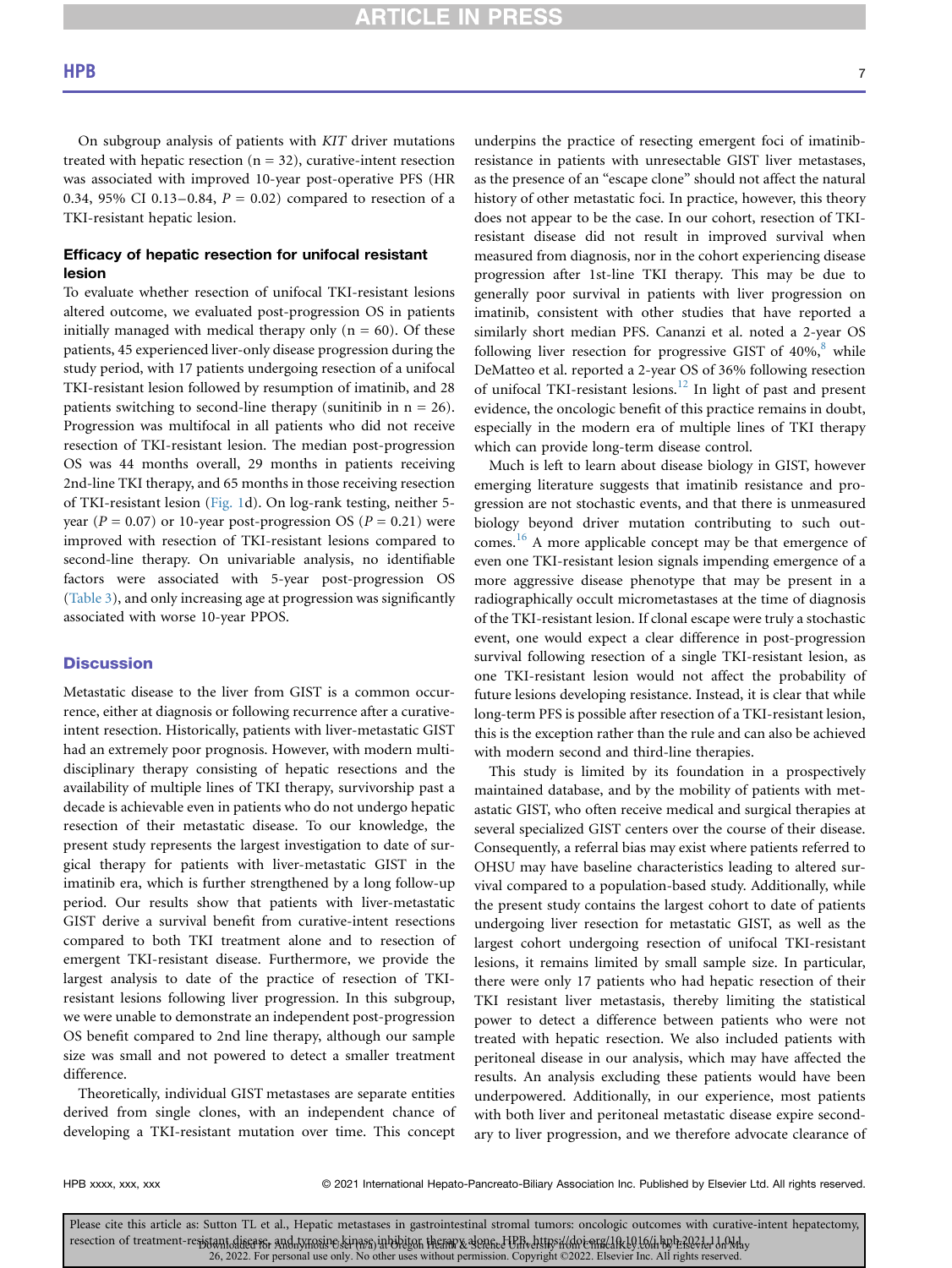On subgroup analysis of patients with *KIT* driver mutations treated with hepatic resection (n = 32), curative-intent resection was associated with improved 10-year post-operative PFS (HR 0.34, 95% CI 0.13–0.84, $P = 0.02$) compared to resection of a TKI-resistant hepatic lesion.

### Efficacy of hepatic resection for unifocal resistant lesion

To evaluate whether resection of unifocal TKI-resistant lesions altered outcome, we evaluated post-progression OS in patients initially managed with medical therapy only (n = 60). Of these patients, 45 experienced liver-only disease progression during the study period, with 17 patients undergoing resection of a unifocal TKI-resistant lesion followed by resumption of imatinib, and 28 patients switching to second-line therapy (sunitinib in n = 26). Progression was multifocal in all patients who did not receive resection of TKI-resistant lesion. The median post-progression OS was 44 months overall, 29 months in patients receiving 2nd-line TKI therapy, and 65 months in those receiving resection of TKI-resistant lesion (Fig. 1d). On log-rank testing, neither 5-year ($P = 0.07$) or 10-year post-progression OS ($P = 0.21$) were improved with resection of TKI-resistant lesions compared to second-line therapy. On univariable analysis, no identifiable factors were associated with 5-year post-progression OS (Table 3), and only increasing age at progression was significantly associated with worse 10-year PPOS.

## Discussion

Metastatic disease to the liver from GIST is a common occurrence, either at diagnosis or following recurrence after a curative-intent resection. Historically, patients with liver-metastatic GIST had an extremely poor prognosis. However, with modern multidisciplinary therapy consisting of hepatic resections and the availability of multiple lines of TKI therapy, survivorship past a decade is achievable even in patients who do not undergo hepatic resection of their metastatic disease. To our knowledge, the present study represents the largest investigation to date of surgical therapy for patients with liver-metastatic GIST in the imatinib era, which is further strengthened by a long follow-up period. Our results show that patients with liver-metastatic GIST derive a survival benefit from curative-intent resections compared to both TKI treatment alone and to resection of emergent TKI-resistant disease. Furthermore, we provide the largest analysis to date of the practice of resection of TKI-resistant lesions following liver progression. In this subgroup, we were unable to demonstrate an independent post-progression OS benefit compared to 2nd line therapy, although our sample size was small and not powered to detect a smaller treatment difference.

Theoretically, individual GIST metastases are separate entities derived from single clones, with an independent chance of developing a TKI-resistant mutation over time. This concept underpins the practice of resecting emergent foci of imatinib-resistance in patients with unresectable GIST liver metastases, as the presence of an "escape clone" should not affect the natural history of other metastatic foci. In practice, however, this theory does not appear to be the case. In our cohort, resection of TKI-resistant disease did not result in improved survival when measured from diagnosis, nor in the cohort experiencing disease progression after 1st-line TKI therapy. This may be due to generally poor survival in patients with liver progression on imatinib, consistent with other studies that have reported a similarly short median PFS. Cananzi et al. noted a 2-year OS following liver resection for progressive GIST of 40%,[8] while DeMatteo et al. reported a 2-year OS of 36% following resection of unifocal TKI-resistant lesions.[12] In light of past and present evidence, the oncologic benefit of this practice remains in doubt, especially in the modern era of multiple lines of TKI therapy which can provide long-term disease control.

Much is left to learn about disease biology in GIST, however emerging literature suggests that imatinib resistance and progression are not stochastic events, and that there is unmeasured biology beyond driver mutation contributing to such outcomes.[16] A more applicable concept may be that emergence of even one TKI-resistant lesion signals impending emergence of a more aggressive disease phenotype that may be present in a radiographically occult micrometastases at the time of diagnosis of the TKI-resistant lesion. If clonal escape were truly a stochastic event, one would expect a clear difference in post-progression survival following resection of a single TKI-resistant lesion, as one TKI-resistant lesion would not affect the probability of future lesions developing resistance. Instead, it is clear that while long-term PFS is possible after resection of a TKI-resistant lesion, this is the exception rather than the rule and can also be achieved with modern second and third-line therapies.

This study is limited by its foundation in a prospectively maintained database, and by the mobility of patients with metastatic GIST, who often receive medical and surgical therapies at several specialized GIST centers over the course of their disease. Consequently, a referral bias may exist where patients referred to OHSU may have baseline characteristics leading to altered survival compared to a population-based study. Additionally, while the present study contains the largest cohort to date of patients undergoing liver resection for metastatic GIST, as well as the largest cohort undergoing resection of unifocal TKI-resistant lesions, it remains limited by small sample size. In particular, there were only 17 patients who had hepatic resection of their TKI resistant liver metastasis, thereby limiting the statistical power to detect a difference between patients who were not treated with hepatic resection. We also included patients with peritoneal disease in our analysis, which may have affected the results. An analysis excluding these patients would have been underpowered. Additionally, in our experience, most patients with both liver and peritoneal metastatic disease expire secondary to liver progression, and we therefore advocate clearance of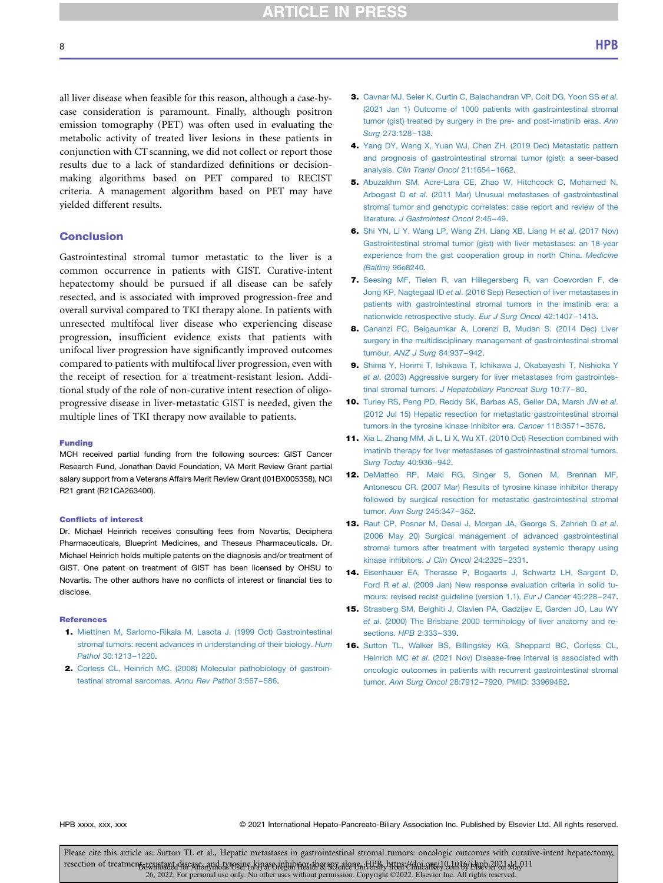all liver disease when feasible for this reason, although a case-by-case consideration is paramount. Finally, although positron emission tomography (PET) was often used in evaluating the metabolic activity of treated liver lesions in these patients in conjunction with CT scanning, we did not collect or report those results due to a lack of standardized definitions or decision-making algorithms based on PET compared to RECIST criteria. A management algorithm based on PET may have yielded different results.

## Conclusion

Gastrointestinal stromal tumor metastatic to the liver is a common occurrence in patients with GIST. Curative-intent hepatectomy should be pursued if all disease can be safely resected, and is associated with improved progression-free and overall survival compared to TKI therapy alone. In patients with unresected multifocal liver disease who experiencing disease progression, insufficient evidence exists that patients with unifocal liver progression have significantly improved outcomes compared to patients with multifocal liver progression, even with the receipt of resection for a treatment-resistant lesion. Additional study of the role of non-curative intent resection of oligo-progressive disease in liver-metastatic GIST is needed, given the multiple lines of TKI therapy now available to patients.

### Funding

MCH received partial funding from the following sources: GIST Cancer Research Fund, Jonathan David Foundation, VA Merit Review Grant partial salary support from a Veterans Affairs Merit Review Grant (I01BX005358), NCI R21 grant (R21CA263400).

### Conflicts of interest

Dr. Michael Heinrich receives consulting fees from Novartis, Deciphera Pharmaceuticals, Blueprint Medicines, and Theseus Pharmaceuticals. Dr. Michael Heinrich holds multiple patents on the diagnosis and/or treatment of GIST. One patent on treatment of GIST has been licensed by OHSU to Novartis. The other authors have no conflicts of interest or financial ties to disclose.

### References

1. Miettinen M, Sarlomo-Rikala M, Lasota J. (1999 Oct) Gastrointestinal stromal tumors: recent advances in understanding of their biology. *Hum Pathol* 30:1213–1220.
2. Corless CL, Heinrich MC. (2008) Molecular pathobiology of gastrointestinal stromal sarcomas. *Annu Rev Pathol* 3:557–586.
3. Cavnar MJ, Seier K, Curtin C, Balachandran VP, Coit DG, Yoon SS *et al*. (2021 Jan 1) Outcome of 1000 patients with gastrointestinal stromal tumor (gist) treated by surgery in the pre- and post-imatinib eras. *Ann Surg* 273:128–138.
4. Yang DY, Wang X, Yuan WJ, Chen ZH. (2019 Dec) Metastatic pattern and prognosis of gastrointestinal stromal tumor (gist): a seer-based analysis. *Clin Transl Oncol* 21:1654–1662.
5. Abuzakhm SM, Acre-Lara CE, Zhao W, Hitchcock C, Mohamed N, Arbogast D *et al*. (2011 Mar) Unusual metastases of gastrointestinal stromal tumor and genotypic correlates: case report and review of the literature. *J Gastrointest Oncol* 2:45–49.
6. Shi YN, Li Y, Wang LP, Wang ZH, Liang XB, Liang H *et al*. (2017 Nov) Gastrointestinal stromal tumor (gist) with liver metastases: an 18-year experience from the gist cooperation group in north China. *Medicine (Baltim)* 96e8240.
7. Seesing MF, Tielen R, van Hillegersberg R, van Coevorden F, de Jong KP, Nagtegaal ID *et al*. (2016 Sep) Resection of liver metastases in patients with gastrointestinal stromal tumors in the imatinib era: a nationwide retrospective study. *Eur J Surg Oncol* 42:1407–1413.
8. Cananzi FC, Belgaumkar A, Lorenzi B, Mudan S. (2014 Dec) Liver surgery in the multidisciplinary management of gastrointestinal stromal tumour. *ANZ J Surg* 84:937–942.
9. Shima Y, Horimi T, Ishikawa T, Ichikawa J, Okabayashi T, Nishioka Y *et al*. (2003) Aggressive surgery for liver metastases from gastrointestinal stromal tumors. *J Hepatobiliary Pancreat Surg* 10:77–80.
10. Turley RS, Peng PD, Reddy SK, Barbas AS, Geller DA, Marsh JW *et al*. (2012 Jul 15) Hepatic resection for metastatic gastrointestinal stromal tumors in the tyrosine kinase inhibitor era. *Cancer* 118:3571–3578.
11. Xia L, Zhang MM, Ji L, Li X, Wu XT. (2010 Oct) Resection combined with imatinib therapy for liver metastases of gastrointestinal stromal tumors. *Surg Today* 40:936–942.
12. DeMatteo RP, Maki RG, Singer S, Gonen M, Brennan MF, Antonescu CR. (2007 Mar) Results of tyrosine kinase inhibitor therapy followed by surgical resection for metastatic gastrointestinal stromal tumor. *Ann Surg* 245:347–352.
13. Raut CP, Posner M, Desai J, Morgan JA, George S, Zahrieh D *et al*. (2006 May 20) Surgical management of advanced gastrointestinal stromal tumors after treatment with targeted systemic therapy using kinase inhibitors. *J Clin Oncol* 24:2325–2331.
14. Eisenhauer EA, Therasse P, Bogaerts J, Schwartz LH, Sargent D, Ford R *et al*. (2009 Jan) New response evaluation criteria in solid tumours: revised recist guideline (version 1.1). *Eur J Cancer* 45:228–247.
15. Strasberg SM, Belghiti J, Clavien PA, Gadzijev E, Garden JO, Lau WY *et al*. (2000) The Brisbane 2000 terminology of liver anatomy and resections. *HPB* 2:333–339.
16. Sutton TL, Walker BS, Billingsley KG, Sheppard BC, Corless CL, Heinrich MC *et al*. (2021 Nov) Disease-free interval is associated with oncologic outcomes in patients with recurrent gastrointestinal stromal tumor. *Ann Surg Oncol* 28:7912–7920. PMID: 33969462.